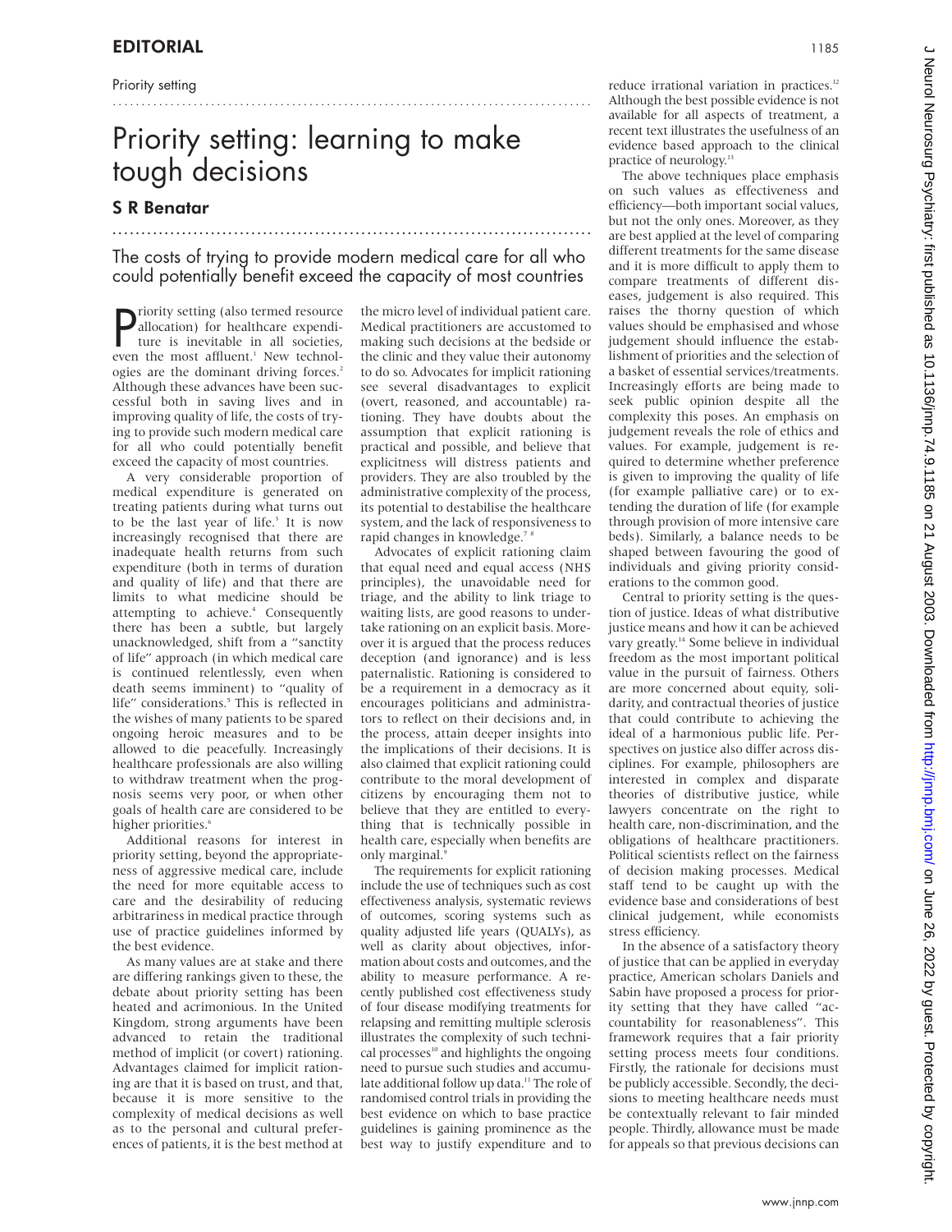Priority setting

# Priority setting: learning to make tough decisions

## S R Benatar

The costs of trying to provide modern medical care for all who could potentially benefit exceed the capacity of most countries

Priority setting (also termed resource allocation) for healthcare expenditure is inevitable in all societies, even the most affluent.[1] New technologies are the dominant driving forces.[2] Although these advances have been successful both in saving lives and in improving quality of life, the costs of trying to provide such modern medical care for all who could potentially benefit exceed the capacity of most countries.

A very considerable proportion of medical expenditure is generated on treating patients during what turns out to be the last year of life.[3] It is now increasingly recognised that there are inadequate health returns from such expenditure (both in terms of duration and quality of life) and that there are limits to what medicine should be attempting to achieve.[4] Consequently there has been a subtle, but largely unacknowledged, shift from a "sanctity of life" approach (in which medical care is continued relentlessly, even when death seems imminent) to "quality of life" considerations.[5] This is reflected in the wishes of many patients to be spared ongoing heroic measures and to be allowed to die peacefully. Increasingly healthcare professionals are also willing to withdraw treatment when the prognosis seems very poor, or when other goals of health care are considered to be higher priorities.[6]

Additional reasons for interest in priority setting, beyond the appropriateness of aggressive medical care, include the need for more equitable access to care and the desirability of reducing arbitrariness in medical practice through use of practice guidelines informed by the best evidence.

As many values are at stake and there are differing rankings given to these, the debate about priority setting has been heated and acrimonious. In the United Kingdom, strong arguments have been advanced to retain the traditional method of implicit (or covert) rationing. Advantages claimed for implicit rationing are that it is based on trust, and that, because it is more sensitive to the complexity of medical decisions as well as to the personal and cultural preferences of patients, it is the best method at the micro level of individual patient care. Medical practitioners are accustomed to making such decisions at the bedside or the clinic and they value their autonomy to do so. Advocates for implicit rationing see several disadvantages to explicit (overt, reasoned, and accountable) rationing. They have doubts about the assumption that explicit rationing is practical and possible, and believe that explicitness will distress patients and providers. They are also troubled by the administrative complexity of the process, its potential to destabilise the healthcare system, and the lack of responsiveness to rapid changes in knowledge.[7,8]

Advocates of explicit rationing claim that equal need and equal access (NHS principles), the unavoidable need for triage, and the ability to link triage to waiting lists, are good reasons to undertake rationing on an explicit basis. Moreover it is argued that the process reduces deception (and ignorance) and is less paternalistic. Rationing is considered to be a requirement in a democracy as it encourages politicians and administrators to reflect on their decisions and, in the process, attain deeper insights into the implications of their decisions. It is also claimed that explicit rationing could contribute to the moral development of citizens by encouraging them not to believe that they are entitled to everything that is technically possible in health care, especially when benefits are only marginal.[9]

The requirements for explicit rationing include the use of techniques such as cost effectiveness analysis, systematic reviews of outcomes, scoring systems such as quality adjusted life years (QUALYs), as well as clarity about objectives, information about costs and outcomes, and the ability to measure performance. A recently published cost effectiveness study of four disease modifying treatments for relapsing and remitting multiple sclerosis illustrates the complexity of such technical processes[10] and highlights the ongoing need to pursue such studies and accumulate additional follow up data.[11] The role of randomised control trials in providing the best evidence on which to base practice guidelines is gaining prominence as the best way to justify expenditure and to reduce irrational variation in practices.[12] Although the best possible evidence is not available for all aspects of treatment, a recent text illustrates the usefulness of an evidence based approach to the clinical practice of neurology.[13]

The above techniques place emphasis on such values as effectiveness and efficiency—both important social values, but not the only ones. Moreover, as they are best applied at the level of comparing different treatments for the same disease and it is more difficult to apply them to compare treatments of different diseases, judgement is also required. This raises the thorny question of which values should be emphasised and whose judgement should influence the establishment of priorities and the selection of a basket of essential services/treatments. Increasingly efforts are being made to seek public opinion despite all the complexity this poses. An emphasis on judgement reveals the role of ethics and values. For example, judgement is required to determine whether preference is given to improving the quality of life (for example palliative care) or to extending the duration of life (for example through provision of more intensive care beds). Similarly, a balance needs to be shaped between favouring the good of individuals and giving priority considerations to the common good.

Central to priority setting is the question of justice. Ideas of what distributive justice means and how it can be achieved vary greatly.[14] Some believe in individual freedom as the most important political value in the pursuit of fairness. Others are more concerned about equity, solidarity, and contractual theories of justice that could contribute to achieving the ideal of a harmonious public life. Perspectives on justice also differ across disciplines. For example, philosophers are interested in complex and disparate theories of distributive justice, while lawyers concentrate on the right to health care, non-discrimination, and the obligations of healthcare practitioners. Political scientists reflect on the fairness of decision making processes. Medical staff tend to be caught up with the evidence base and considerations of best clinical judgement, while economists stress efficiency.

In the absence of a satisfactory theory of justice that can be applied in everyday practice, American scholars Daniels and Sabin have proposed a process for priority setting that they have called "accountability for reasonableness". This framework requires that a fair priority setting process meets four conditions. Firstly, the rationale for decisions must be publicly accessible. Secondly, the decisions to meeting healthcare needs must be contextually relevant to fair minded people. Thirdly, allowance must be made for appeals so that previous decisions can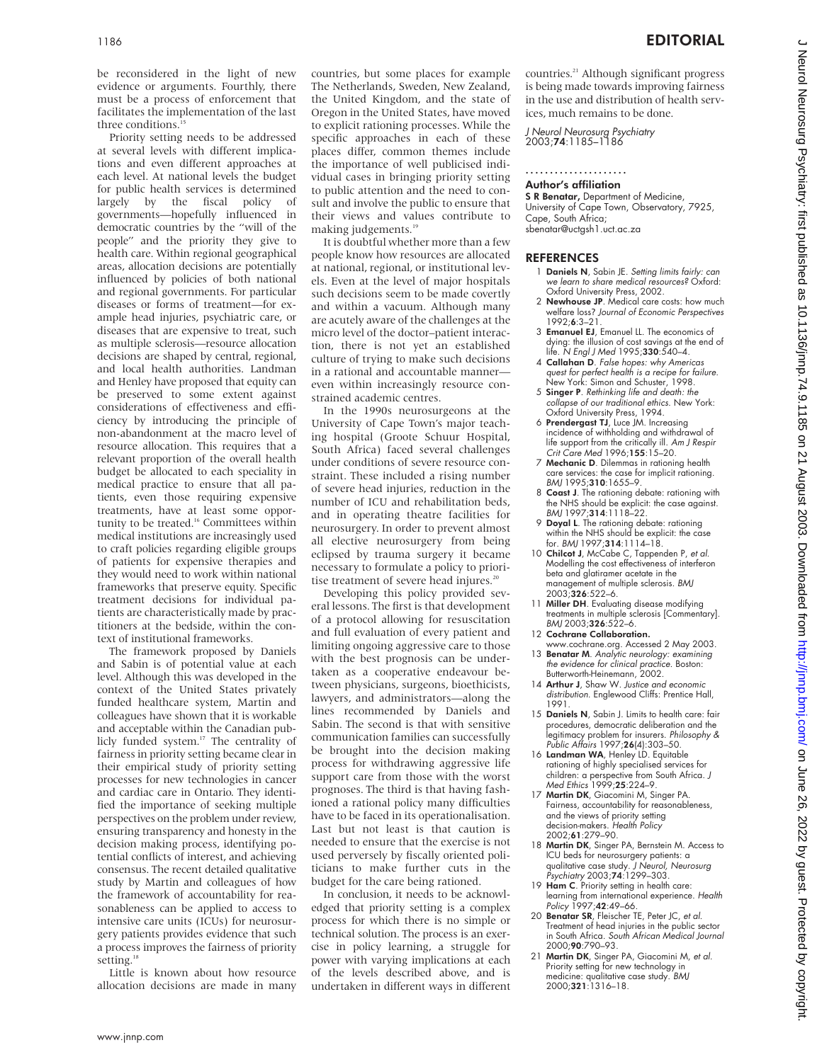be reconsidered in the light of new evidence or arguments. Fourthly, there must be a process of enforcement that facilitates the implementation of the last three conditions.[15]

Priority setting needs to be addressed at several levels with different implications and even different approaches at each level. At national levels the budget for public health services is determined largely by the fiscal policy of governments—hopefully influenced in democratic countries by the "will of the people" and the priority they give to health care. Within regional geographical areas, allocation decisions are potentially influenced by policies of both national and regional governments. For particular diseases or forms of treatment—for example head injuries, psychiatric care, or diseases that are expensive to treat, such as multiple sclerosis—resource allocation decisions are shaped by central, regional, and local health authorities. Landman and Henley have proposed that equity can be preserved to some extent against considerations of effectiveness and efficiency by introducing the principle of non-abandonment at the macro level of resource allocation. This requires that a relevant proportion of the overall health budget be allocated to each speciality in medical practice to ensure that all patients, even those requiring expensive treatments, have at least some opportunity to be treated.[16] Committees within medical institutions are increasingly used to craft policies regarding eligible groups of patients for expensive therapies and they would need to work within national frameworks that preserve equity. Specific treatment decisions for individual patients are characteristically made by practitioners at the bedside, within the context of institutional frameworks.

The framework proposed by Daniels and Sabin is of potential value at each level. Although this was developed in the context of the United States privately funded healthcare system, Martin and colleagues have shown that it is workable and acceptable within the Canadian publicly funded system.[17] The centrality of fairness in priority setting became clear in their empirical study of priority setting processes for new technologies in cancer and cardiac care in Ontario. They identified the importance of seeking multiple perspectives on the problem under review, ensuring transparency and honesty in the decision making process, identifying potential conflicts of interest, and achieving consensus. The recent detailed qualitative study by Martin and colleagues of how the framework of accountability for reasonableness can be applied to access to intensive care units (ICUs) for neurosurgery patients provides evidence that such a process improves the fairness of priority setting.[18]

Little is known about how resource allocation decisions are made in many countries, but some places for example The Netherlands, Sweden, New Zealand, the United Kingdom, and the state of Oregon in the United States, have moved to explicit rationing processes. While the specific approaches in each of these places differ, common themes include the importance of well publicised individual cases in bringing priority setting to public attention and the need to consult and involve the public to ensure that their views and values contribute to making judgements.[19]

It is doubtful whether more than a few people know how resources are allocated at national, regional, or institutional levels. Even at the level of major hospitals such decisions seem to be made covertly and within a vacuum. Although many are acutely aware of the challenges at the micro level of the doctor–patient interaction, there is not yet an established culture of trying to make such decisions in a rational and accountable manner—even within increasingly resource constrained academic centres.

In the 1990s neurosurgeons at the University of Cape Town's major teaching hospital (Groote Schuur Hospital, South Africa) faced several challenges under conditions of severe resource constraint. These included a rising number of severe head injuries, reduction in the number of ICU and rehabilitation beds, and in operating theatre facilities for neurosurgery. In order to prevent almost all elective neurosurgery from being eclipsed by trauma surgery it became necessary to formulate a policy to prioritise treatment of severe head injuries.[20]

Developing this policy provided several lessons. The first is that development of a protocol allowing for resuscitation and full evaluation of every patient and limiting ongoing aggressive care to those with the best prognosis can be undertaken as a cooperative endeavour between physicians, surgeons, bioethicists, lawyers, and administrators—along the lines recommended by Daniels and Sabin. The second is that with sensitive communication families can successfully be brought into the decision making process for withdrawing aggressive life support care from those with the worst prognoses. The third is that having fashioned a rational policy many difficulties have to be faced in its operationalisation. Last but not least is that caution is needed to ensure that the exercise is not used perversely by fiscally oriented politicians to make further cuts in the budget for the care being rationed.

In conclusion, it needs to be acknowledged that priority setting is a complex process for which there is no simple or technical solution. The process is an exercise in policy learning, a struggle for power with varying implications at each of the levels described above, and is undertaken in different ways in different countries.[21] Although significant progress is being made towards improving fairness in the use and distribution of health services, much remains to be done.

*J Neurol Neurosurg Psychiatry* 2003;**74**:1185–1186

### Author's affiliation

**S R Benatar,** Department of Medicine, University of Cape Town, Observatory, 7925, Cape, South Africa; sbenatar@uctgsh1.uct.ac.za

## REFERENCES

1. **Daniels N**, Sabin JE. *Setting limits fairly: can we learn to share medical resources?* Oxford: Oxford University Press, 2002.
2. **Newhouse JP**. Medical care costs: how much welfare loss? *Journal of Economic Perspectives* 1992;**6**:3–21.
3. **Emanuel EJ**, Emanuel LL. The economics of dying: the illusion of cost savings at the end of life. *N Engl J Med* 1995;**330**:540–4.
4. **Callahan D**. *False hopes: why Americas quest for perfect health is a recipe for failure.* New York: Simon and Schuster, 1998.
5. **Singer P**. *Rethinking life and death: the collapse of our traditional ethics.* New York: Oxford University Press, 1994.
6. **Prendergast TJ**, Luce JM. Increasing incidence of withholding and withdrawal of life support from the critically ill. *Am J Respir Crit Care Med* 1996;**155**:15–20.
7. **Mechanic D**. Dilemmas in rationing health care services: the case for implicit rationing. *BMJ* 1995;**310**:1655–9.
8. **Coast J**. The rationing debate: rationing with the NHS should be explicit: the case against. *BMJ* 1997;**314**:1118–22.
9. **Doyal L**. The rationing debate: rationing within the NHS should be explicit: the case for. *BMJ* 1997;**314**:1114–18.
10. **Chilcot J**, McCabe C, Tappenden P, *et al.* Modelling the cost effectiveness of interferon beta and glatiramer acetate in the management of multiple sclerosis. *BMJ* 2003;**326**:522–6.
11. **Miller DH**. Evaluating disease modifying treatments in multiple sclerosis [Commentary]. *BMJ* 2003;**326**:522–6.
12. **Cochrane Collaboration.** www.cochrane.org. Accessed 2 May 2003.
13. **Benatar M**. *Analytic neurology: examining the evidence for clinical practice.* Boston: Butterworth-Heinemann, 2002.
14. **Arthur J**, Shaw W. *Justice and economic distribution.* Englewood Cliffs: Prentice Hall, 1991.
15. **Daniels N**, Sabin J. Limits to health care: fair procedures, democratic deliberation and the legitimacy problem for insurers. *Philosophy & Public Affairs* 1997;**26**(4):303–50.
16. **Landman WA**, Henley LD. Equitable rationing of highly specialised services for children: a perspective from South Africa. *J Med Ethics* 1999;**25**:224–9.
17. **Martin DK**, Giacomini M, Singer PA. Fairness, accountability for reasonableness, and the views of priority setting decision-makers. *Health Policy* 2002;**61**:279–90.
18. **Martin DK**, Singer PA, Bernstein M. Access to ICU beds for neurosurgery patients: a qualitative case study. *J Neurol, Neurosurg Psychiatry* 2003;**74**:1299–303.
19. **Ham C**. Priority setting in health care: learning from international experience. *Health Policy* 1997;**42**:49–66.
20. **Benatar SR**, Fleischer TE, Peter JC, *et al.* Treatment of head injuries in the public sector in South Africa. *South African Medical Journal* 2000;**90**:790–93.
21. **Martin DK**, Singer PA, Giacomini M, *et al.* Priority setting for new technology in medicine: qualitative case study. *BMJ* 2000;**321**:1316–18.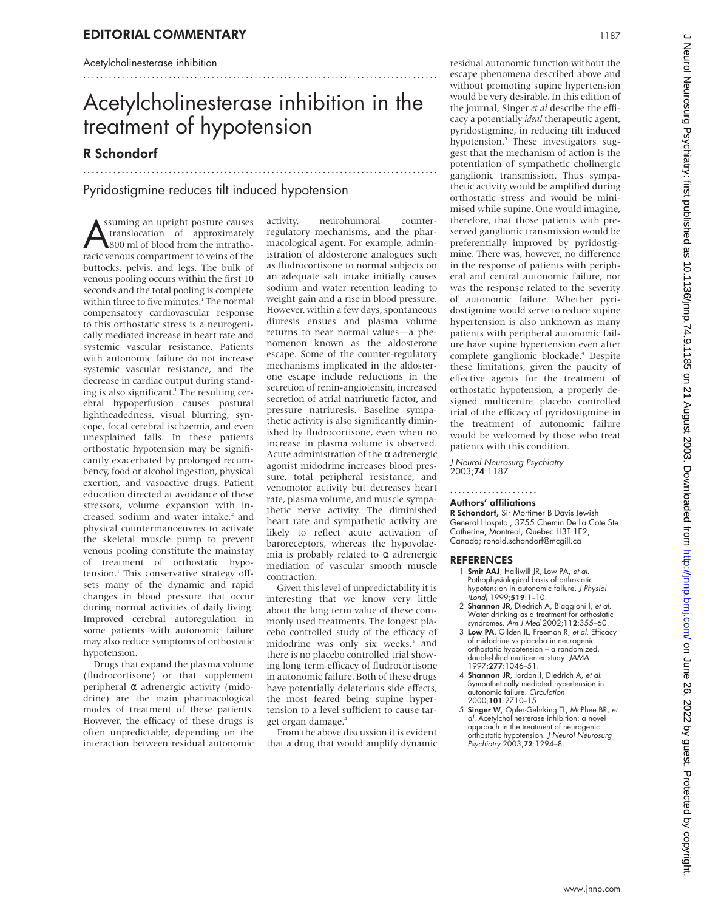Acetylcholinesterase inhibition

# Acetylcholinesterase inhibition in the treatment of hypotension

## R Schondorf

## Pyridostigmine reduces tilt induced hypotension

Assuming an upright posture causes translocation of approximately 800 ml of blood from the intrathoracic venous compartment to veins of the buttocks, pelvis, and legs. The bulk of venous pooling occurs within the first 10 seconds and the total pooling is complete within three to five minutes.[1] The normal compensatory cardiovascular response to this orthostatic stress is a neurogenically mediated increase in heart rate and systemic vascular resistance. Patients with autonomic failure do not increase systemic vascular resistance, and the decrease in cardiac output during standing is also significant.[1] The resulting cerebral hypoperfusion causes postural lightheadedness, visual blurring, syncope, focal cerebral ischaemia, and even unexplained falls. In these patients orthostatic hypotension may be significantly exacerbated by prolonged recumbency, food or alcohol ingestion, physical exertion, and vasoactive drugs. Patient education directed at avoidance of these stressors, volume expansion with increased sodium and water intake,[2] and physical countermanoeuvres to activate the skeletal muscle pump to prevent venous pooling constitute the mainstay of treatment of orthostatic hypotension.[1] This conservative strategy offsets many of the dynamic and rapid changes in blood pressure that occur during normal activities of daily living. Improved cerebral autoregulation in some patients with autonomic failure may also reduce symptoms of orthostatic hypotension.

Drugs that expand the plasma volume (fludrocortisone) or that supplement peripheral α adrenergic activity (midodrine) are the main pharmacological modes of treatment of these patients. However, the efficacy of these drugs is often unpredictable, depending on the interaction between residual autonomic activity, neurohumoral counter-regulatory mechanisms, and the pharmacological agent. For example, administration of aldosterone analogues such as fludrocortisone to normal subjects on an adequate salt intake initially causes sodium and water retention leading to weight gain and a rise in blood pressure. However, within a few days, spontaneous diuresis ensues and plasma volume returns to near normal values—a phenomenon known as the aldosterone escape. Some of the counter-regulatory mechanisms implicated in the aldosterone escape include reductions in the secretion of renin-angiotensin, increased secretion of atrial natriuretic factor, and pressure natriuresis. Baseline sympathetic activity is also significantly diminished by fludrocortisone, even when no increase in plasma volume is observed. Acute administration of the α adrenergic agonist midodrine increases blood pressure, total peripheral resistance, and venomotor activity but decreases heart rate, plasma volume, and muscle sympathetic nerve activity. The diminished heart rate and sympathetic activity are likely to reflect acute activation of baroreceptors, whereas the hypovolaemia is probably related to α adrenergic mediation of vascular smooth muscle contraction.

Given this level of unpredictability it is interesting that we know very little about the long term value of these commonly used treatments. The longest placebo controlled study of the efficacy of midodrine was only six weeks,[3] and there is no placebo controlled trial showing long term efficacy of fludrocortisone in autonomic failure. Both of these drugs have potentially deleterious side effects, the most feared being supine hypertension to a level sufficient to cause target organ damage.[4]

From the above discussion it is evident that a drug that would amplify dynamic residual autonomic function without the escape phenomena described above and without promoting supine hypertension would be very desirable. In this edition of the journal, Singer *et al* describe the efficacy a potentially *ideal* therapeutic agent, pyridostigmine, in reducing tilt induced hypotension.[5] These investigators suggest that the mechanism of action is the potentiation of sympathetic cholinergic ganglionic transmission. Thus sympathetic activity would be amplified during orthostatic stress and would be minimised while supine. One would imagine, therefore, that those patients with preserved ganglionic transmission would be preferentially improved by pyridostigmine. There was, however, no difference in the response of patients with peripheral and central autonomic failure, nor was the response related to the severity of autonomic failure. Whether pyridostigmine would serve to reduce supine hypertension is also unknown as many patients with peripheral autonomic failure have supine hypertension even after complete ganglionic blockade.[4] Despite these limitations, given the paucity of effective agents for the treatment of orthostatic hypotension, a properly designed multicentre placebo controlled trial of the efficacy of pyridostigmine in the treatment of autonomic failure would be welcomed by those who treat patients with this condition.

*J Neurol Neurosurg Psychiatry* 2003;**74**:1187

### Authors' affiliations

**R Schondorf,** Sir Mortimer B Davis Jewish General Hospital, 3755 Chemin De La Cote Ste Catherine, Montreal, Quebec H3T 1E2, Canada; ronald.schondorf@mcgill.ca

## REFERENCES

1. **Smit AAJ**, Halliwill JR, Low PA, *et al.* Pathophysiological basis of orthostatic hypotension in autonomic failure. *J Physiol (Lond)* 1999;**519**:1–10.
2. **Shannon JR**, Diedrich A, Biaggioni I, *et al.* Water drinking as a treatment for orthostatic syndromes. *Am J Med* 2002;**112**:355–60.
3. **Low PA**, Gilden JL, Freeman R, *et al.* Efficacy of midodrine vs placebo in neurogenic orthostatic hypotension – a randomized, double-blind multicenter study. *JAMA* 1997;**277**:1046–51.
4. **Shannon JR**, Jordan J, Diedrich A, *et al.* Sympathetically mediated hypertension in autonomic failure. *Circulation* 2000;**101**:2710–15.
5. **Singer W**, Opfer-Gehrking TL, McPhee BR, *et al.* Acetylcholinesterase inhibition: a novel approach in the treatment of neurogenic orthostatic hypotension. *J Neurol Neurosurg Psychiatry* 2003;**72**:1294–8.